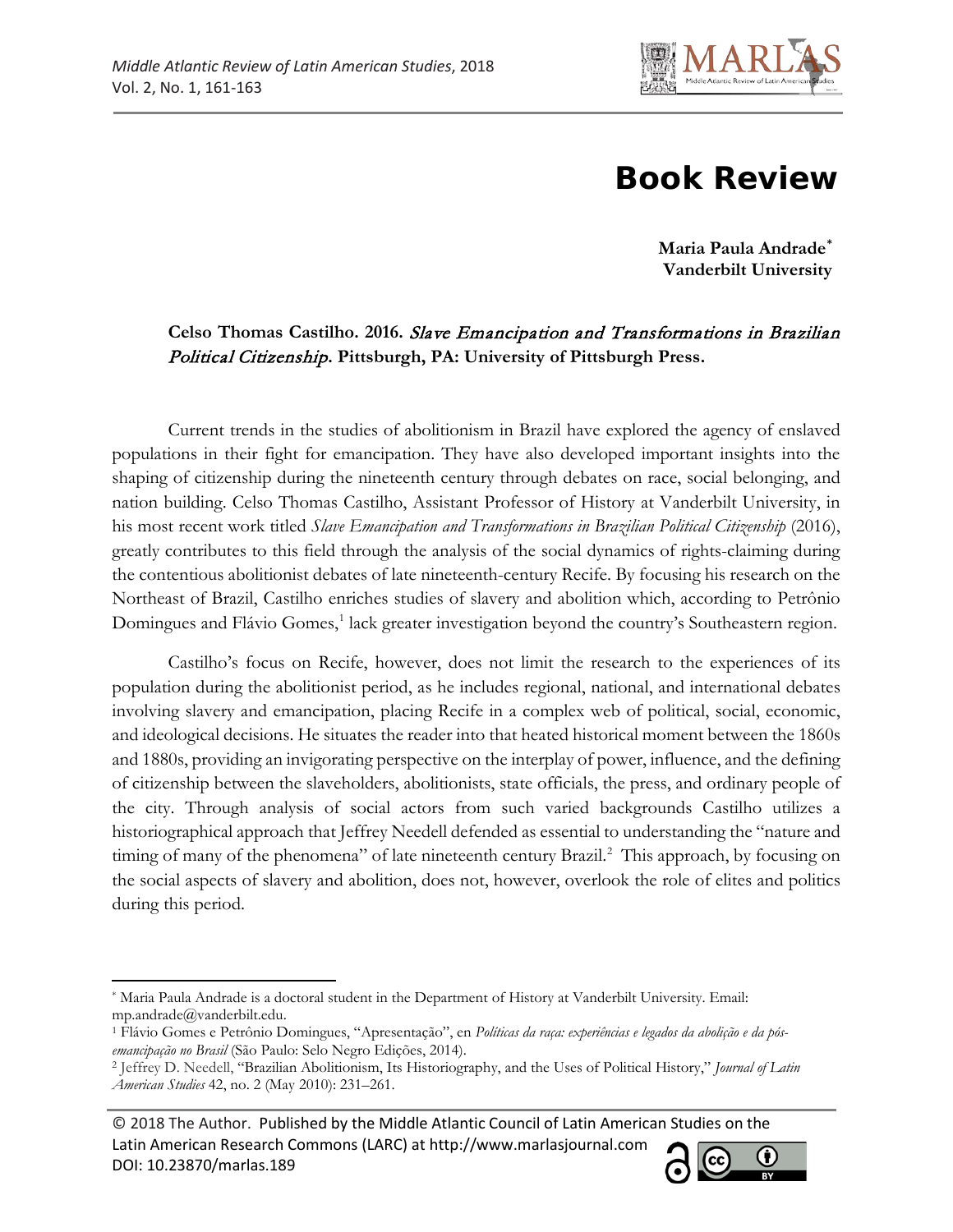# Book Review

**Maria Paula Andrade***
**Vanderbilt University**

**Celso Thomas Castilho. 2016. *Slave Emancipation and Transformations in Brazilian Political Citizenship*. Pittsburgh, PA: University of Pittsburgh Press.**

Current trends in the studies of abolitionism in Brazil have explored the agency of enslaved populations in their fight for emancipation. They have also developed important insights into the shaping of citizenship during the nineteenth century through debates on race, social belonging, and nation building. Celso Thomas Castilho, Assistant Professor of History at Vanderbilt University, in his most recent work titled *Slave Emancipation and Transformations in Brazilian Political Citizenship* (2016), greatly contributes to this field through the analysis of the social dynamics of rights-claiming during the contentious abolitionist debates of late nineteenth-century Recife. By focusing his research on the Northeast of Brazil, Castilho enriches studies of slavery and abolition which, according to Petrônio Domingues and Flávio Gomes,[1] lack greater investigation beyond the country's Southeastern region.

Castilho's focus on Recife, however, does not limit the research to the experiences of its population during the abolitionist period, as he includes regional, national, and international debates involving slavery and emancipation, placing Recife in a complex web of political, social, economic, and ideological decisions. He situates the reader into that heated historical moment between the 1860s and 1880s, providing an invigorating perspective on the interplay of power, influence, and the defining of citizenship between the slaveholders, abolitionists, state officials, the press, and ordinary people of the city. Through analysis of social actors from such varied backgrounds Castilho utilizes a historiographical approach that Jeffrey Needell defended as essential to understanding the "nature and timing of many of the phenomena" of late nineteenth century Brazil.[2] This approach, by focusing on the social aspects of slavery and abolition, does not, however, overlook the role of elites and politics during this period.

---

* Maria Paula Andrade is a doctoral student in the Department of History at Vanderbilt University. Email: mp.andrade@vanderbilt.edu.

[1] Flávio Gomes e Petrônio Domingues, "Apresentação", en *Políticas da raça: experiências e legados da abolição e da pós-emancipação no Brasil* (São Paulo: Selo Negro Edições, 2014).

[2] Jeffrey D. Needell, "Brazilian Abolitionism, Its Historiography, and the Uses of Political History," *Journal of Latin American Studies* 42, no. 2 (May 2010): 231–261.

© 2018 The Author. Published by the Middle Atlantic Council of Latin American Studies on the Latin American Research Commons (LARC) at http://www.marlasjournal.com
DOI: 10.23870/marlas.189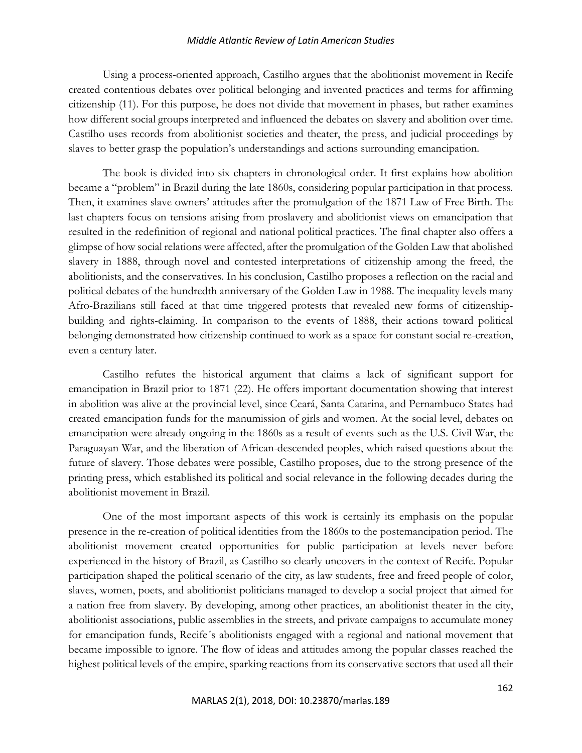Using a process-oriented approach, Castilho argues that the abolitionist movement in Recife created contentious debates over political belonging and invented practices and terms for affirming citizenship (11). For this purpose, he does not divide that movement in phases, but rather examines how different social groups interpreted and influenced the debates on slavery and abolition over time. Castilho uses records from abolitionist societies and theater, the press, and judicial proceedings by slaves to better grasp the population's understandings and actions surrounding emancipation.

The book is divided into six chapters in chronological order. It first explains how abolition became a "problem" in Brazil during the late 1860s, considering popular participation in that process. Then, it examines slave owners' attitudes after the promulgation of the 1871 Law of Free Birth. The last chapters focus on tensions arising from proslavery and abolitionist views on emancipation that resulted in the redefinition of regional and national political practices. The final chapter also offers a glimpse of how social relations were affected, after the promulgation of the Golden Law that abolished slavery in 1888, through novel and contested interpretations of citizenship among the freed, the abolitionists, and the conservatives. In his conclusion, Castilho proposes a reflection on the racial and political debates of the hundredth anniversary of the Golden Law in 1988. The inequality levels many Afro-Brazilians still faced at that time triggered protests that revealed new forms of citizenship-building and rights-claiming. In comparison to the events of 1888, their actions toward political belonging demonstrated how citizenship continued to work as a space for constant social re-creation, even a century later.

Castilho refutes the historical argument that claims a lack of significant support for emancipation in Brazil prior to 1871 (22). He offers important documentation showing that interest in abolition was alive at the provincial level, since Ceará, Santa Catarina, and Pernambuco States had created emancipation funds for the manumission of girls and women. At the social level, debates on emancipation were already ongoing in the 1860s as a result of events such as the U.S. Civil War, the Paraguayan War, and the liberation of African-descended peoples, which raised questions about the future of slavery. Those debates were possible, Castilho proposes, due to the strong presence of the printing press, which established its political and social relevance in the following decades during the abolitionist movement in Brazil.

One of the most important aspects of this work is certainly its emphasis on the popular presence in the re-creation of political identities from the 1860s to the postemancipation period. The abolitionist movement created opportunities for public participation at levels never before experienced in the history of Brazil, as Castilho so clearly uncovers in the context of Recife. Popular participation shaped the political scenario of the city, as law students, free and freed people of color, slaves, women, poets, and abolitionist politicians managed to develop a social project that aimed for a nation free from slavery. By developing, among other practices, an abolitionist theater in the city, abolitionist associations, public assemblies in the streets, and private campaigns to accumulate money for emancipation funds, Recife´s abolitionists engaged with a regional and national movement that became impossible to ignore. The flow of ideas and attitudes among the popular classes reached the highest political levels of the empire, sparking reactions from its conservative sectors that used all their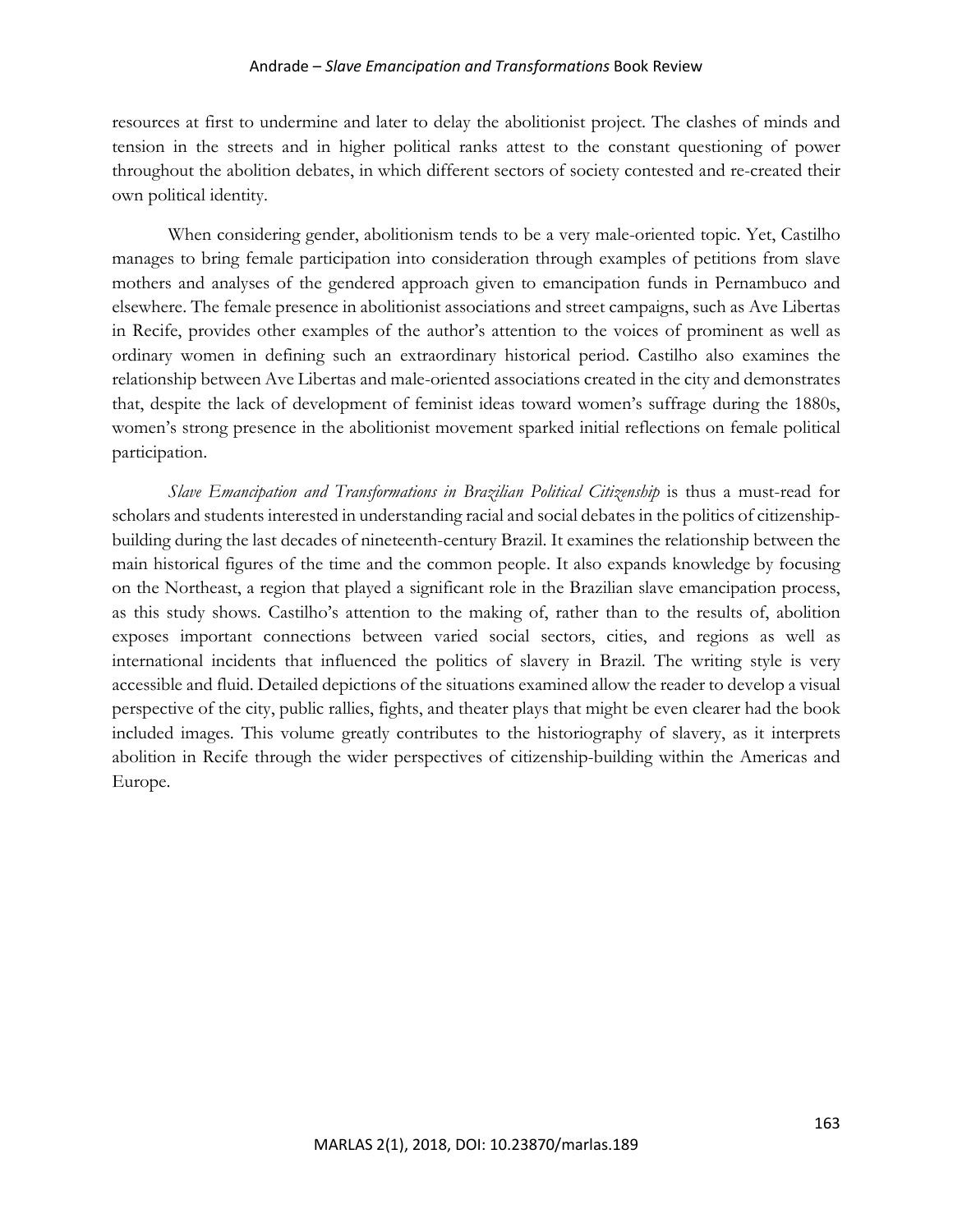resources at first to undermine and later to delay the abolitionist project. The clashes of minds and tension in the streets and in higher political ranks attest to the constant questioning of power throughout the abolition debates, in which different sectors of society contested and re-created their own political identity.

When considering gender, abolitionism tends to be a very male-oriented topic. Yet, Castilho manages to bring female participation into consideration through examples of petitions from slave mothers and analyses of the gendered approach given to emancipation funds in Pernambuco and elsewhere. The female presence in abolitionist associations and street campaigns, such as Ave Libertas in Recife, provides other examples of the author's attention to the voices of prominent as well as ordinary women in defining such an extraordinary historical period. Castilho also examines the relationship between Ave Libertas and male-oriented associations created in the city and demonstrates that, despite the lack of development of feminist ideas toward women's suffrage during the 1880s, women's strong presence in the abolitionist movement sparked initial reflections on female political participation.

*Slave Emancipation and Transformations in Brazilian Political Citizenship* is thus a must-read for scholars and students interested in understanding racial and social debates in the politics of citizenship-building during the last decades of nineteenth-century Brazil. It examines the relationship between the main historical figures of the time and the common people. It also expands knowledge by focusing on the Northeast, a region that played a significant role in the Brazilian slave emancipation process, as this study shows. Castilho's attention to the making of, rather than to the results of, abolition exposes important connections between varied social sectors, cities, and regions as well as international incidents that influenced the politics of slavery in Brazil. The writing style is very accessible and fluid. Detailed depictions of the situations examined allow the reader to develop a visual perspective of the city, public rallies, fights, and theater plays that might be even clearer had the book included images. This volume greatly contributes to the historiography of slavery, as it interprets abolition in Recife through the wider perspectives of citizenship-building within the Americas and Europe.